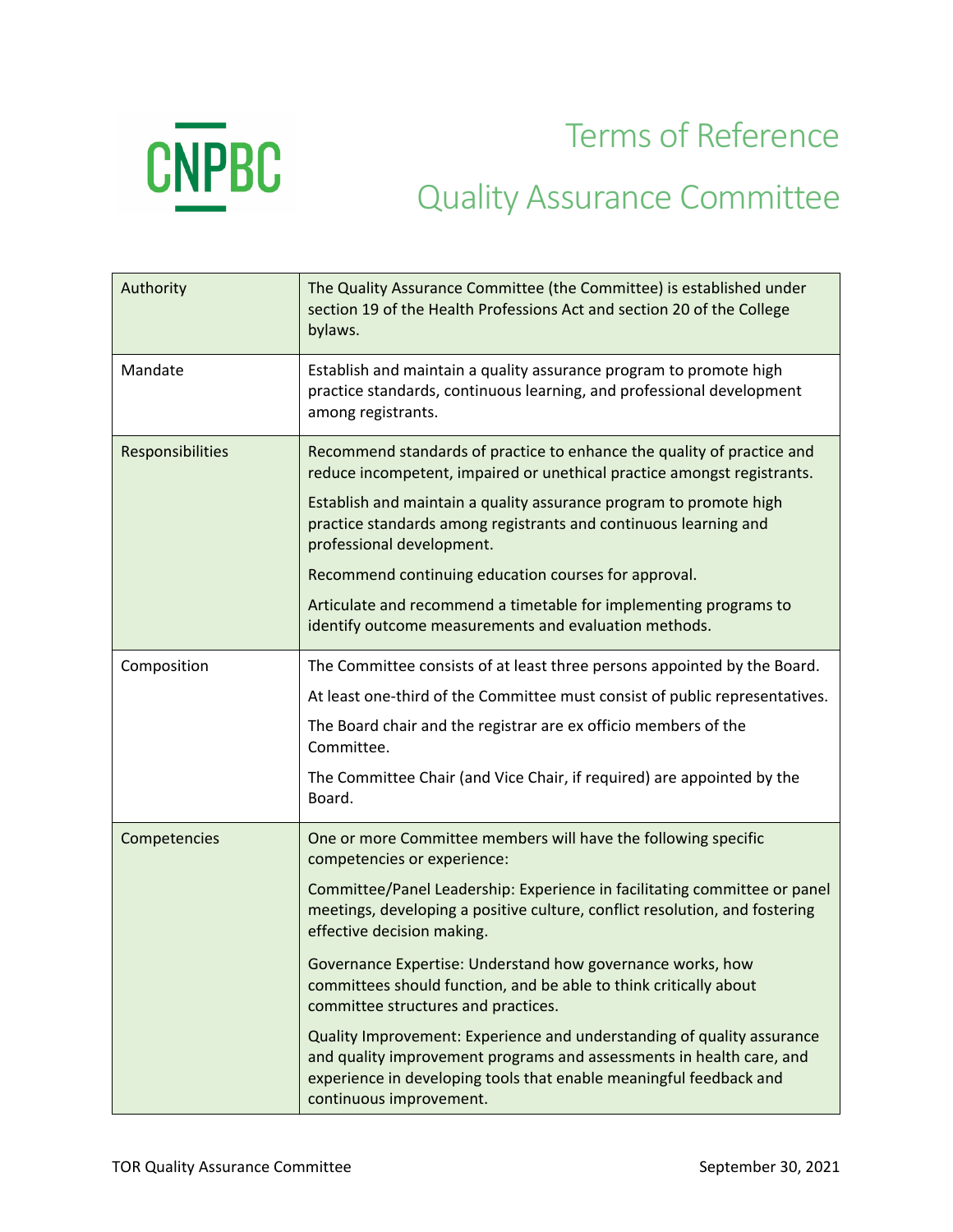CNPBC

# Terms of Reference

# Quality Assurance Committee

| | |
|---|---|
| Authority | The Quality Assurance Committee (the Committee) is established under section 19 of the Health Professions Act and section 20 of the College bylaws. |
| Mandate | Establish and maintain a quality assurance program to promote high practice standards, continuous learning, and professional development among registrants. |
| Responsibilities | Recommend standards of practice to enhance the quality of practice and reduce incompetent, impaired or unethical practice amongst registrants.<br><br>Establish and maintain a quality assurance program to promote high practice standards among registrants and continuous learning and professional development.<br><br>Recommend continuing education courses for approval.<br><br>Articulate and recommend a timetable for implementing programs to identify outcome measurements and evaluation methods. |
| Composition | The Committee consists of at least three persons appointed by the Board.<br><br>At least one-third of the Committee must consist of public representatives.<br><br>The Board chair and the registrar are ex officio members of the Committee.<br><br>The Committee Chair (and Vice Chair, if required) are appointed by the Board. |
| Competencies | One or more Committee members will have the following specific competencies or experience:<br><br>Committee/Panel Leadership: Experience in facilitating committee or panel meetings, developing a positive culture, conflict resolution, and fostering effective decision making.<br><br>Governance Expertise: Understand how governance works, how committees should function, and be able to think critically about committee structures and practices.<br><br>Quality Improvement: Experience and understanding of quality assurance and quality improvement programs and assessments in health care, and experience in developing tools that enable meaningful feedback and continuous improvement. |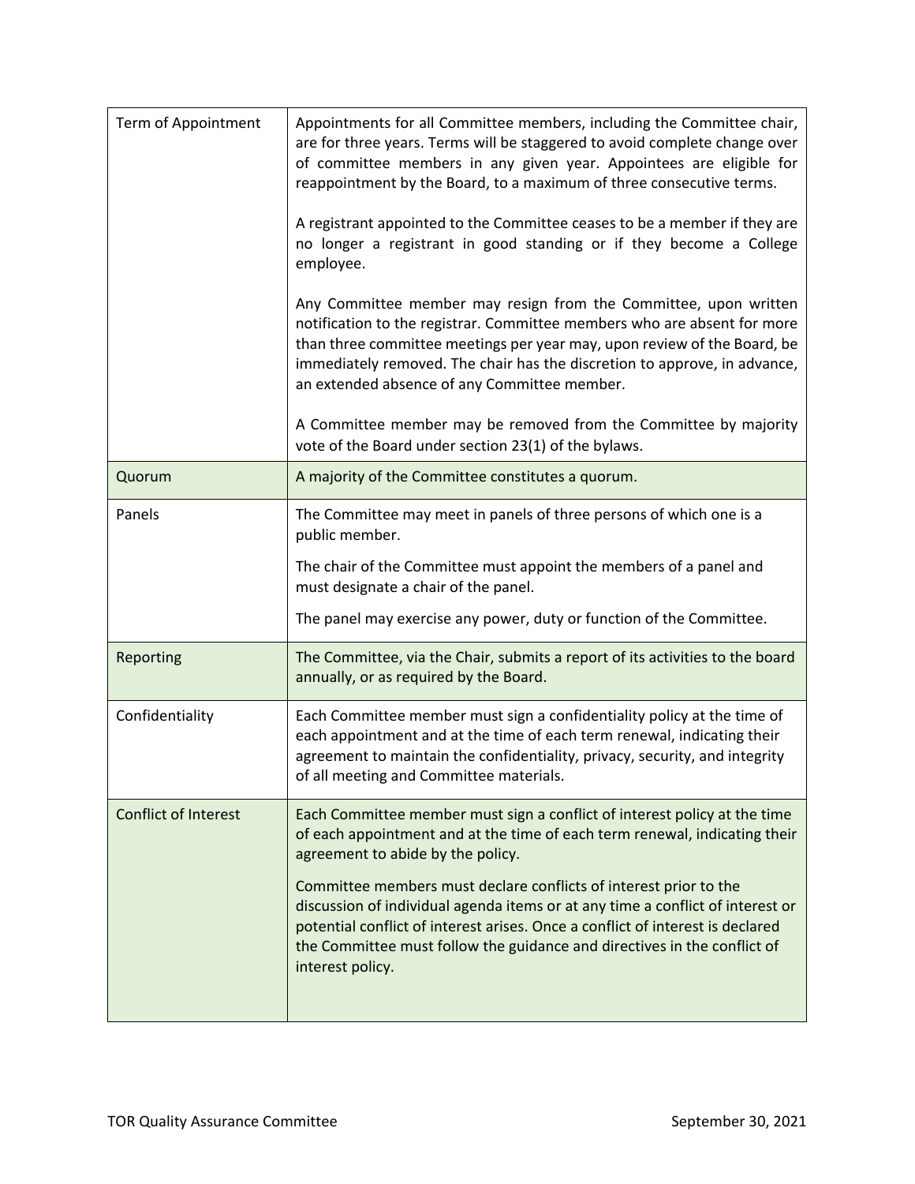| | |
|---|---|
| Term of Appointment | Appointments for all Committee members, including the Committee chair, are for three years. Terms will be staggered to avoid complete change over of committee members in any given year. Appointees are eligible for reappointment by the Board, to a maximum of three consecutive terms.<br><br>A registrant appointed to the Committee ceases to be a member if they are no longer a registrant in good standing or if they become a College employee.<br><br>Any Committee member may resign from the Committee, upon written notification to the registrar. Committee members who are absent for more than three committee meetings per year may, upon review of the Board, be immediately removed. The chair has the discretion to approve, in advance, an extended absence of any Committee member.<br><br>A Committee member may be removed from the Committee by majority vote of the Board under section 23(1) of the bylaws. |
| Quorum | A majority of the Committee constitutes a quorum. |
| Panels | The Committee may meet in panels of three persons of which one is a public member.<br><br>The chair of the Committee must appoint the members of a panel and must designate a chair of the panel.<br><br>The panel may exercise any power, duty or function of the Committee. |
| Reporting | The Committee, via the Chair, submits a report of its activities to the board annually, or as required by the Board. |
| Confidentiality | Each Committee member must sign a confidentiality policy at the time of each appointment and at the time of each term renewal, indicating their agreement to maintain the confidentiality, privacy, security, and integrity of all meeting and Committee materials. |
| Conflict of Interest | Each Committee member must sign a conflict of interest policy at the time of each appointment and at the time of each term renewal, indicating their agreement to abide by the policy.<br><br>Committee members must declare conflicts of interest prior to the discussion of individual agenda items or at any time a conflict of interest or potential conflict of interest arises. Once a conflict of interest is declared the Committee must follow the guidance and directives in the conflict of interest policy. |